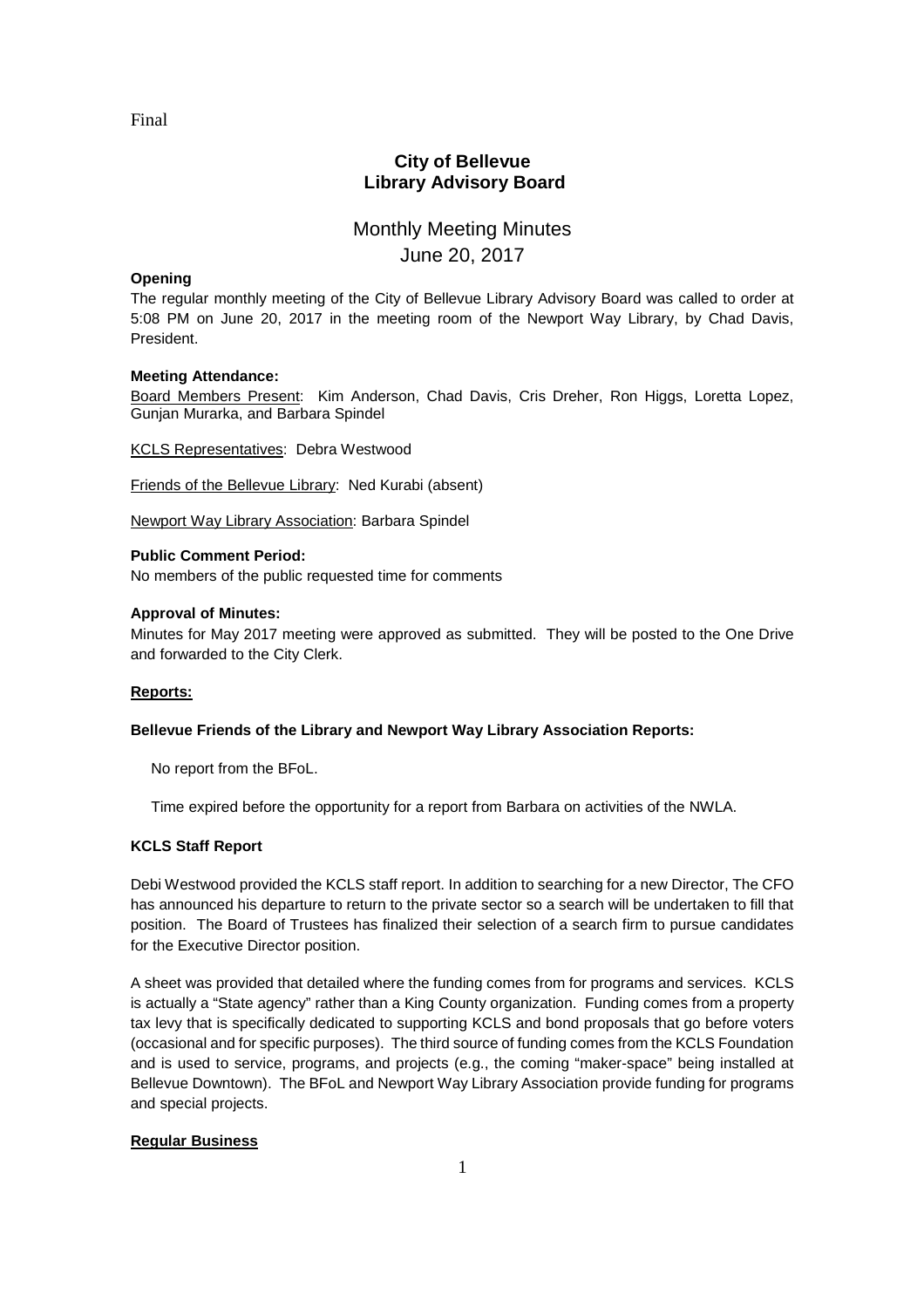Final

# City of Bellevue
# Library Advisory Board

## Monthly Meeting Minutes
## June 20, 2017

**Opening**

The regular monthly meeting of the City of Bellevue Library Advisory Board was called to order at 5:08 PM on June 20, 2017 in the meeting room of the Newport Way Library, by Chad Davis, President.

**Meeting Attendance:**

Board Members Present: Kim Anderson, Chad Davis, Cris Dreher, Ron Higgs, Loretta Lopez, Gunjan Murarka, and Barbara Spindel

KCLS Representatives: Debra Westwood

Friends of the Bellevue Library: Ned Kurabi (absent)

Newport Way Library Association: Barbara Spindel

**Public Comment Period:**

No members of the public requested time for comments

**Approval of Minutes:**

Minutes for May 2017 meeting were approved as submitted. They will be posted to the One Drive and forwarded to the City Clerk.

**Reports:**

**Bellevue Friends of the Library and Newport Way Library Association Reports:**

No report from the BFoL.

Time expired before the opportunity for a report from Barbara on activities of the NWLA.

**KCLS Staff Report**

Debi Westwood provided the KCLS staff report. In addition to searching for a new Director, The CFO has announced his departure to return to the private sector so a search will be undertaken to fill that position. The Board of Trustees has finalized their selection of a search firm to pursue candidates for the Executive Director position.

A sheet was provided that detailed where the funding comes from for programs and services. KCLS is actually a "State agency" rather than a King County organization. Funding comes from a property tax levy that is specifically dedicated to supporting KCLS and bond proposals that go before voters (occasional and for specific purposes). The third source of funding comes from the KCLS Foundation and is used to service, programs, and projects (e.g., the coming "maker-space" being installed at Bellevue Downtown). The BFoL and Newport Way Library Association provide funding for programs and special projects.

**Regular Business**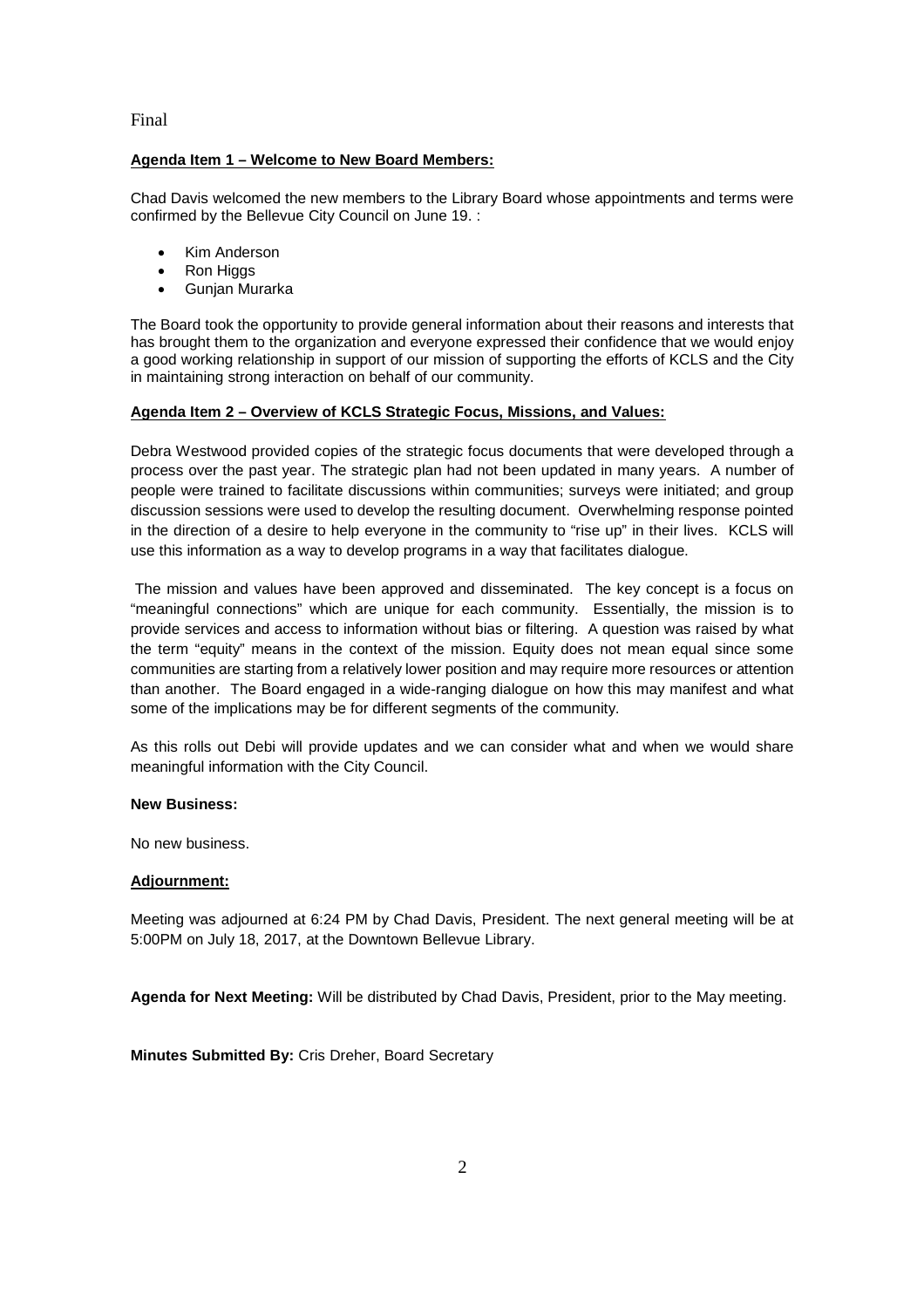Final

**Agenda Item 1 – Welcome to New Board Members:**

Chad Davis welcomed the new members to the Library Board whose appointments and terms were confirmed by the Bellevue City Council on June 19. :

- Kim Anderson
- Ron Higgs
- Gunjan Murarka

The Board took the opportunity to provide general information about their reasons and interests that has brought them to the organization and everyone expressed their confidence that we would enjoy a good working relationship in support of our mission of supporting the efforts of KCLS and the City in maintaining strong interaction on behalf of our community.

**Agenda Item 2 – Overview of KCLS Strategic Focus, Missions, and Values:**

Debra Westwood provided copies of the strategic focus documents that were developed through a process over the past year. The strategic plan had not been updated in many years. A number of people were trained to facilitate discussions within communities; surveys were initiated; and group discussion sessions were used to develop the resulting document. Overwhelming response pointed in the direction of a desire to help everyone in the community to "rise up" in their lives. KCLS will use this information as a way to develop programs in a way that facilitates dialogue.

The mission and values have been approved and disseminated. The key concept is a focus on "meaningful connections" which are unique for each community. Essentially, the mission is to provide services and access to information without bias or filtering. A question was raised by what the term "equity" means in the context of the mission. Equity does not mean equal since some communities are starting from a relatively lower position and may require more resources or attention than another. The Board engaged in a wide-ranging dialogue on how this may manifest and what some of the implications may be for different segments of the community.

As this rolls out Debi will provide updates and we can consider what and when we would share meaningful information with the City Council.

**New Business:**

No new business.

**Adjournment:**

Meeting was adjourned at 6:24 PM by Chad Davis, President. The next general meeting will be at 5:00PM on July 18, 2017, at the Downtown Bellevue Library.

**Agenda for Next Meeting:** Will be distributed by Chad Davis, President, prior to the May meeting.

**Minutes Submitted By:** Cris Dreher, Board Secretary